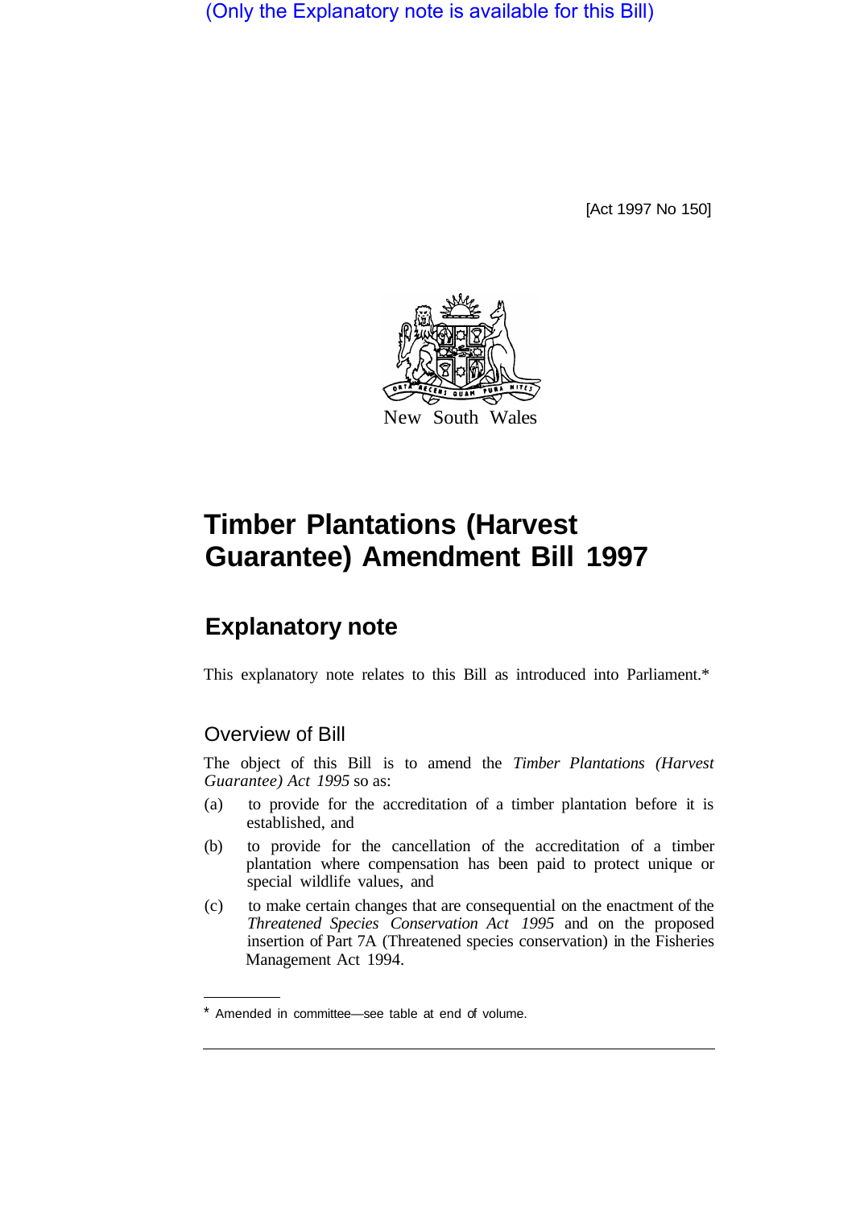(Only the Explanatory note is available for this Bill)

[Act 1997 No 150]

New South Wales

# Timber Plantations (Harvest Guarantee) Amendment Bill 1997

## Explanatory note

This explanatory note relates to this Bill as introduced into Parliament.*

### Overview of Bill

The object of this Bill is to amend the *Timber Plantations (Harvest Guarantee) Act 1995* so as:

(a) to provide for the accreditation of a timber plantation before it is established, and

(b) to provide for the cancellation of the accreditation of a timber plantation where compensation has been paid to protect unique or special wildlife values, and

(c) to make certain changes that are consequential on the enactment of the *Threatened Species Conservation Act 1995* and on the proposed insertion of Part 7A (Threatened species conservation) in the Fisheries Management Act 1994.

\* Amended in committee—see table at end of volume.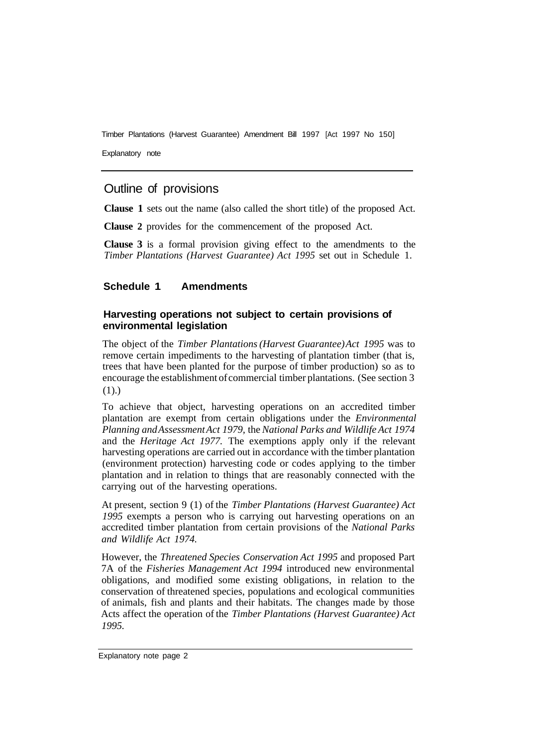## Outline of provisions

**Clause 1** sets out the name (also called the short title) of the proposed Act.

**Clause 2** provides for the commencement of the proposed Act.

**Clause 3** is a formal provision giving effect to the amendments to the *Timber Plantations (Harvest Guarantee) Act 1995* set out in Schedule 1.

### Schedule 1 Amendments

#### Harvesting operations not subject to certain provisions of environmental legislation

The object of the *Timber Plantations (Harvest Guarantee) Act 1995* was to remove certain impediments to the harvesting of plantation timber (that is, trees that have been planted for the purpose of timber production) so as to encourage the establishment of commercial timber plantations. (See section 3 (1).)

To achieve that object, harvesting operations on an accredited timber plantation are exempt from certain obligations under the *Environmental Planning and Assessment Act 1979*, the *National Parks and Wildlife Act 1974* and the *Heritage Act 1977.* The exemptions apply only if the relevant harvesting operations are carried out in accordance with the timber plantation (environment protection) harvesting code or codes applying to the timber plantation and in relation to things that are reasonably connected with the carrying out of the harvesting operations.

At present, section 9 (1) of the *Timber Plantations (Harvest Guarantee) Act 1995* exempts a person who is carrying out harvesting operations on an accredited timber plantation from certain provisions of the *National Parks and Wildlife Act 1974.*

However, the *Threatened Species Conservation Act 1995* and proposed Part 7A of the *Fisheries Management Act 1994* introduced new environmental obligations, and modified some existing obligations, in relation to the conservation of threatened species, populations and ecological communities of animals, fish and plants and their habitats. The changes made by those Acts affect the operation of the *Timber Plantations (Harvest Guarantee) Act 1995.*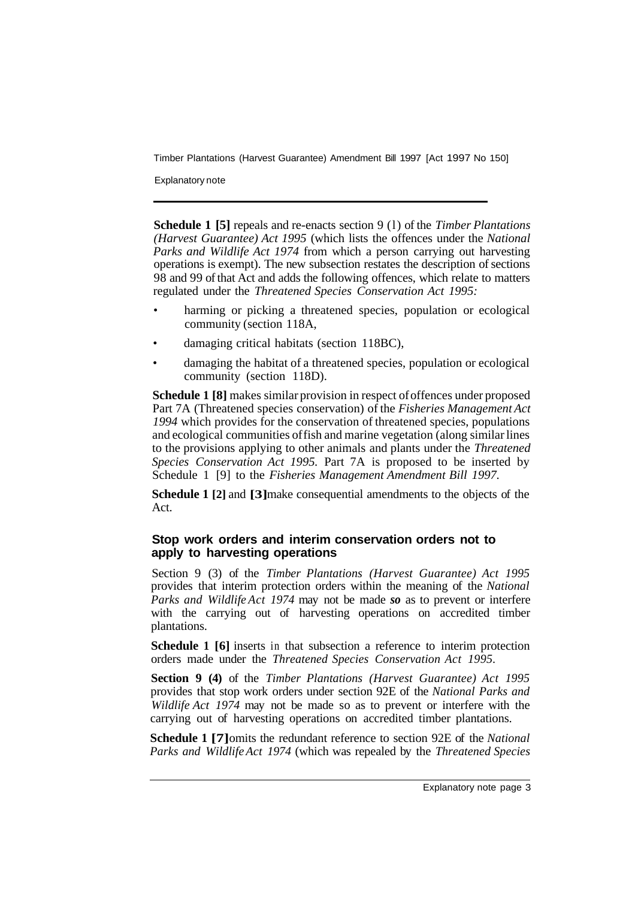**Schedule 1 [5]** repeals and re-enacts section 9 (1) of the *Timber Plantations (Harvest Guarantee) Act 1995* (which lists the offences under the *National Parks and Wildlife Act 1974* from which a person carrying out harvesting operations is exempt). The new subsection restates the description of sections 98 and 99 of that Act and adds the following offences, which relate to matters regulated under the *Threatened Species Conservation Act 1995:*

- harming or picking a threatened species, population or ecological community (section 118A,
- damaging critical habitats (section 118BC),
- damaging the habitat of a threatened species, population or ecological community (section 118D).

**Schedule 1 [8]** makes similar provision in respect of offences under proposed Part 7A (Threatened species conservation) of the *Fisheries Management Act 1994* which provides for the conservation of threatened species, populations and ecological communities of fish and marine vegetation (along similar lines to the provisions applying to other animals and plants under the *Threatened Species Conservation Act 1995.* Part 7A is proposed to be inserted by Schedule 1 [9] to the *Fisheries Management Amendment Bill 1997.*

**Schedule 1 [2]** and **[3]** make consequential amendments to the objects of the Act.

### Stop work orders and interim conservation orders not to apply to harvesting operations

Section 9 (3) of the *Timber Plantations (Harvest Guarantee) Act 1995* provides that interim protection orders within the meaning of the *National Parks and Wildlife Act 1974* may not be made ***so*** as to prevent or interfere with the carrying out of harvesting operations on accredited timber plantations.

**Schedule 1 [6]** inserts in that subsection a reference to interim protection orders made under the *Threatened Species Conservation Act 1995*.

**Section 9 (4)** of the *Timber Plantations (Harvest Guarantee) Act 1995* provides that stop work orders under section 92E of the *National Parks and Wildlife Act 1974* may not be made so as to prevent or interfere with the carrying out of harvesting operations on accredited timber plantations.

**Schedule 1 [7]** omits the redundant reference to section 92E of the *National Parks and Wildlife Act 1974* (which was repealed by the *Threatened Species*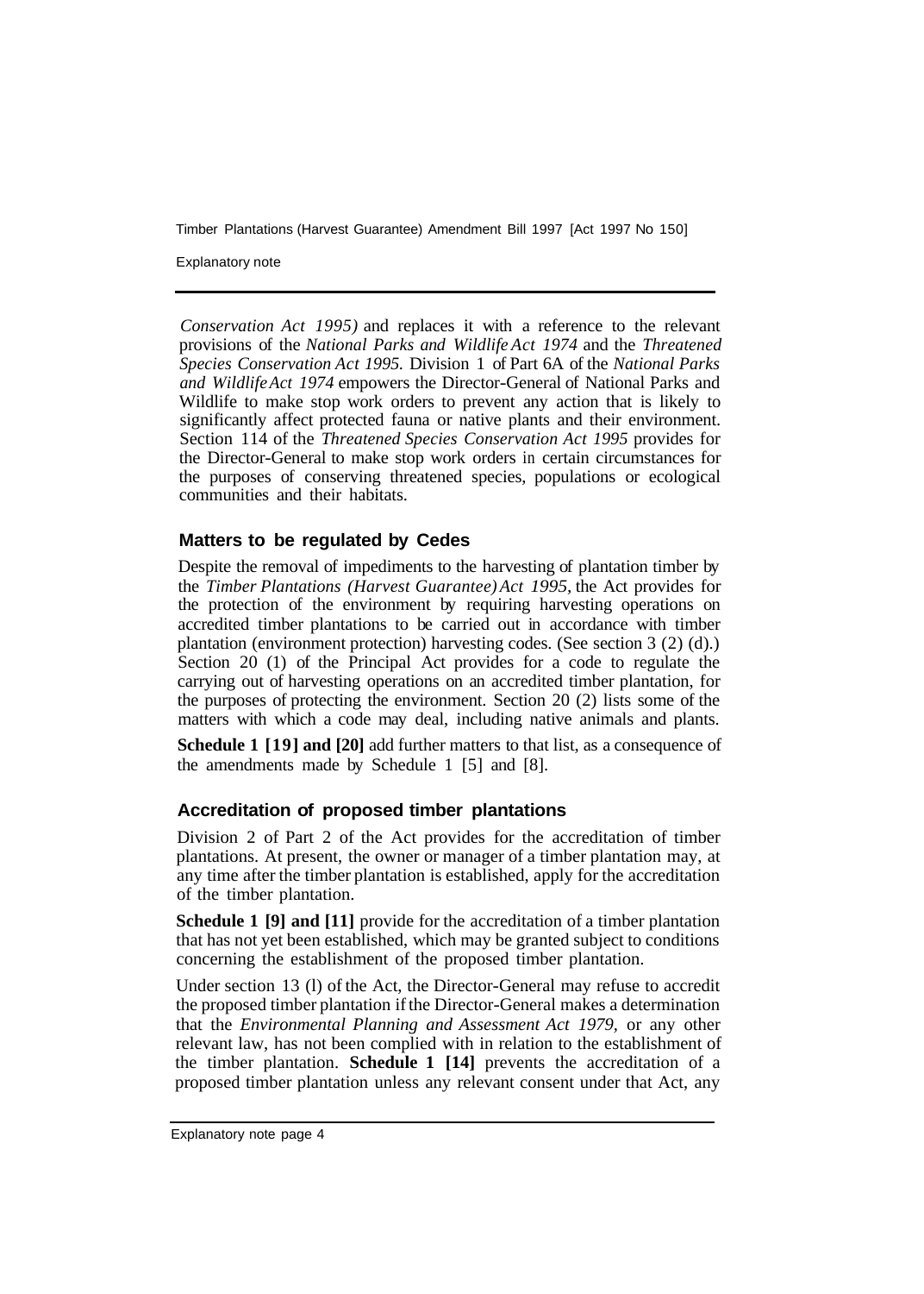*Conservation Act 1995)* and replaces it with a reference to the relevant provisions of the *National Parks and Wildlife Act 1974* and the *Threatened Species Conservation Act 1995.* Division 1 of Part 6A of the *National Parks and Wildlife Act 1974* empowers the Director-General of National Parks and Wildlife to make stop work orders to prevent any action that is likely to significantly affect protected fauna or native plants and their environment. Section 114 of the *Threatened Species Conservation Act 1995* provides for the Director-General to make stop work orders in certain circumstances for the purposes of conserving threatened species, populations or ecological communities and their habitats.

### Matters to be regulated by Cedes

Despite the removal of impediments to the harvesting of plantation timber by the *Timber Plantations (Harvest Guarantee) Act 1995*, the Act provides for the protection of the environment by requiring harvesting operations on accredited timber plantations to be carried out in accordance with timber plantation (environment protection) harvesting codes. (See section 3 (2) (d).) Section 20 (1) of the Principal Act provides for a code to regulate the carrying out of harvesting operations on an accredited timber plantation, for the purposes of protecting the environment. Section 20 (2) lists some of the matters with which a code may deal, including native animals and plants.

**Schedule 1 [19] and [20]** add further matters to that list, as a consequence of the amendments made by Schedule 1 [5] and [8].

### Accreditation of proposed timber plantations

Division 2 of Part 2 of the Act provides for the accreditation of timber plantations. At present, the owner or manager of a timber plantation may, at any time after the timber plantation is established, apply for the accreditation of the timber plantation.

**Schedule 1 [9] and [11]** provide for the accreditation of a timber plantation that has not yet been established, which may be granted subject to conditions concerning the establishment of the proposed timber plantation.

Under section 13 (l) of the Act, the Director-General may refuse to accredit the proposed timber plantation if the Director-General makes a determination that the *Environmental Planning and Assessment Act 1979,* or any other relevant law, has not been complied with in relation to the establishment of the timber plantation. **Schedule 1 [14]** prevents the accreditation of a proposed timber plantation unless any relevant consent under that Act, any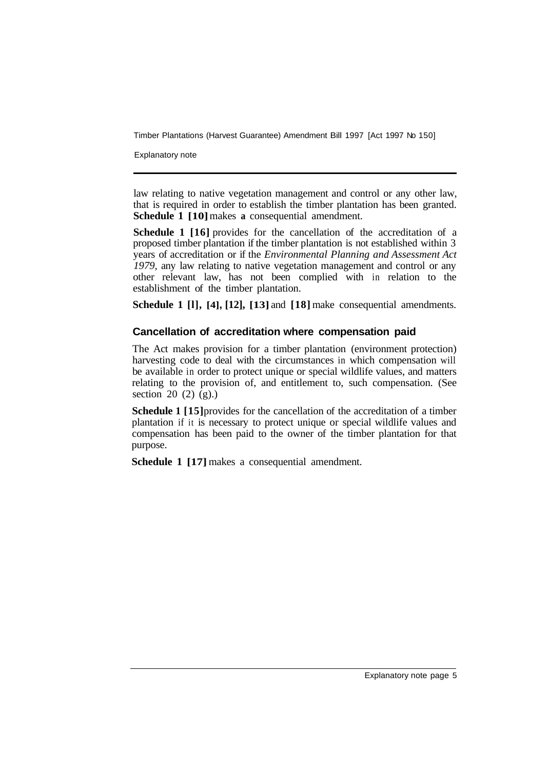law relating to native vegetation management and control or any other law, that is required in order to establish the timber plantation has been granted. **Schedule 1 [10]** makes **a** consequential amendment.

**Schedule 1 [16]** provides for the cancellation of the accreditation of a proposed timber plantation if the timber plantation is not established within 3 years of accreditation or if the *Environmental Planning and Assessment Act 1979,* any law relating to native vegetation management and control or any other relevant law, has not been complied with in relation to the establishment of the timber plantation.

**Schedule 1 [l], [4], [12], [13]** and **[18]** make consequential amendments.

### Cancellation of accreditation where compensation paid

The Act makes provision for a timber plantation (environment protection) harvesting code to deal with the circumstances in which compensation will be available in order to protect unique or special wildlife values, and matters relating to the provision of, and entitlement to, such compensation. (See section 20 (2) (g).)

**Schedule 1 [15]** provides for the cancellation of the accreditation of a timber plantation if it is necessary to protect unique or special wildlife values and compensation has been paid to the owner of the timber plantation for that purpose.

**Schedule 1 [17]** makes a consequential amendment.